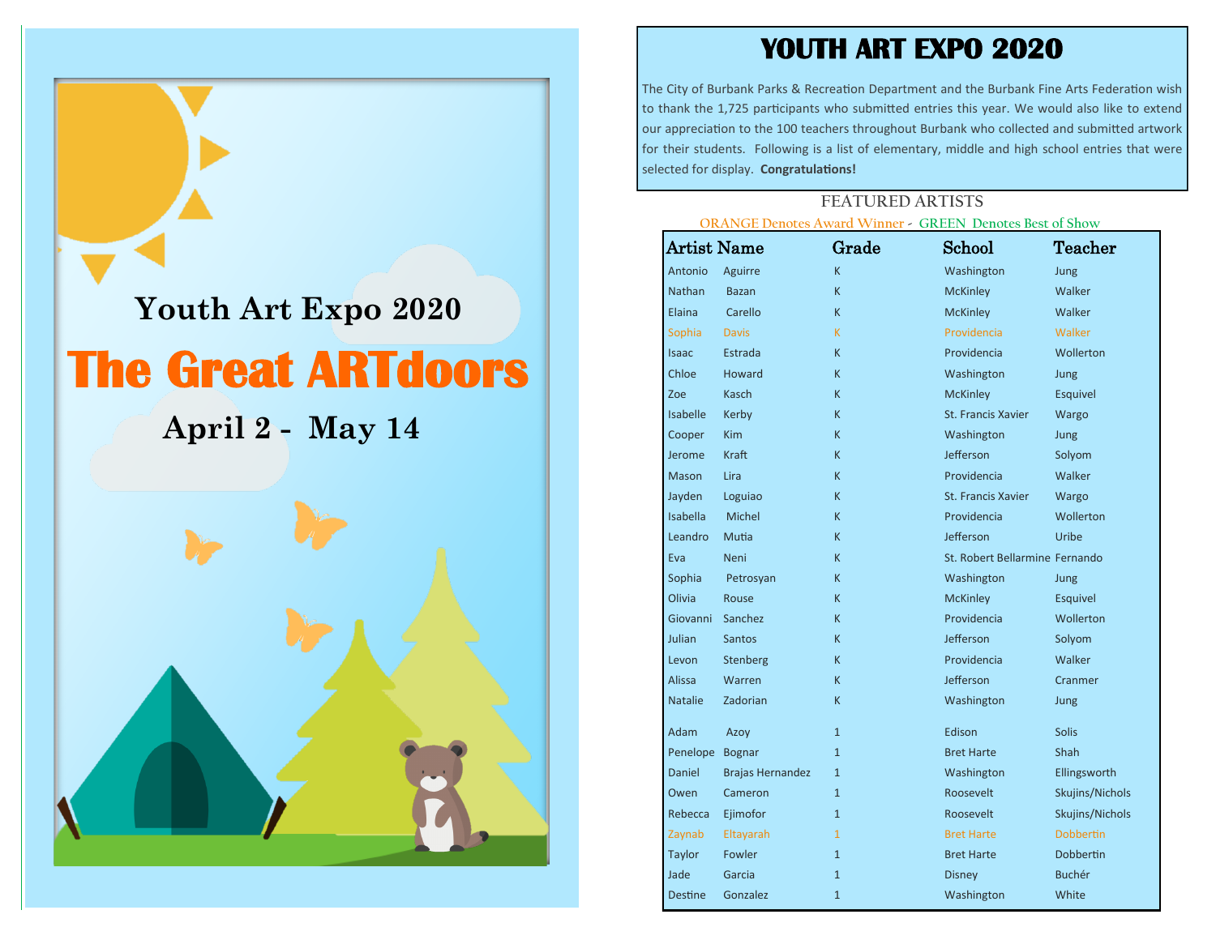Youth Art Expo 2020

# The Great ARTdoors

April 2 - May 14

# YOUTH ART EXPO 2020

The City of Burbank Parks & Recreation Department and the Burbank Fine Arts Federation wish to thank the 1,725 participants who submitted entries this year. We would also like to extend our appreciation to the 100 teachers throughout Burbank who collected and submitted artwork for their students. Following is a list of elementary, middle and high school entries that were selected for display. **Congratulations!**

## FEATURED ARTISTS

ORANGE Denotes Award Winner - GREEN Denotes Best of Show

| Artist Name | | Grade | School | Teacher |
|---|---|---|---|---|
| Antonio | Aguirre | K | Washington | Jung |
| Nathan | Bazan | K | McKinley | Walker |
| Elaina | Carello | K | McKinley | Walker |
| Sophia | Davis | K | Providencia | Walker |
| Isaac | Estrada | K | Providencia | Wollerton |
| Chloe | Howard | K | Washington | Jung |
| Zoe | Kasch | K | McKinley | Esquivel |
| Isabelle | Kerby | K | St. Francis Xavier | Wargo |
| Cooper | Kim | K | Washington | Jung |
| Jerome | Kraft | K | Jefferson | Solyom |
| Mason | Lira | K | Providencia | Walker |
| Jayden | Loguiao | K | St. Francis Xavier | Wargo |
| Isabella | Michel | K | Providencia | Wollerton |
| Leandro | Mutia | K | Jefferson | Uribe |
| Eva | Neni | K | St. Robert Bellarmine | Fernando |
| Sophia | Petrosyan | K | Washington | Jung |
| Olivia | Rouse | K | McKinley | Esquivel |
| Giovanni | Sanchez | K | Providencia | Wollerton |
| Julian | Santos | K | Jefferson | Solyom |
| Levon | Stenberg | K | Providencia | Walker |
| Alissa | Warren | K | Jefferson | Cranmer |
| Natalie | Zadorian | K | Washington | Jung |
| Adam | Azoy | 1 | Edison | Solis |
| Penelope | Bognar | 1 | Bret Harte | Shah |
| Daniel | Brajas Hernandez | 1 | Washington | Ellingsworth |
| Owen | Cameron | 1 | Roosevelt | Skujins/Nichols |
| Rebecca | Ejimofor | 1 | Roosevelt | Skujins/Nichols |
| Zaynab | Eltayarah | 1 | Bret Harte | Dobbertin |
| Taylor | Fowler | 1 | Bret Harte | Dobbertin |
| Jade | Garcia | 1 | Disney | Buchér |
| Destine | Gonzalez | 1 | Washington | White |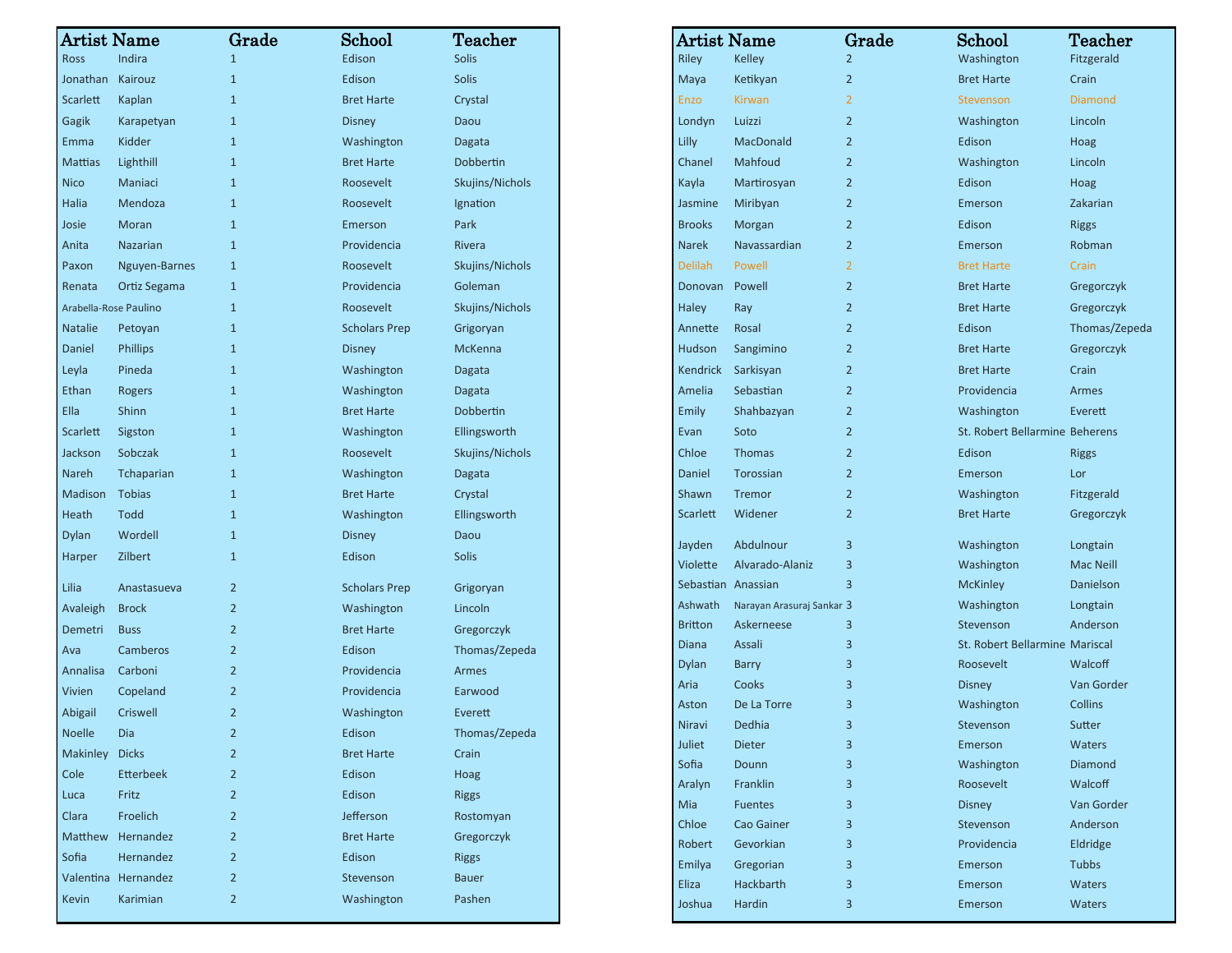| Artist | Name | Grade | School | Teacher |
|---|---|---|---|---|
| Ross | Indira | 1 | Edison | Solis |
| Jonathan | Kairouz | 1 | Edison | Solis |
| Scarlett | Kaplan | 1 | Bret Harte | Crystal |
| Gagik | Karapetyan | 1 | Disney | Daou |
| Emma | Kidder | 1 | Washington | Dagata |
| Mattias | Lighthill | 1 | Bret Harte | Dobbertin |
| Nico | Maniaci | 1 | Roosevelt | Skujins/Nichols |
| Halia | Mendoza | 1 | Roosevelt | Ignation |
| Josie | Moran | 1 | Emerson | Park |
| Anita | Nazarian | 1 | Providencia | Rivera |
| Paxon | Nguyen-Barnes | 1 | Roosevelt | Skujins/Nichols |
| Renata | Ortiz Segama | 1 | Providencia | Goleman |
| Arabella-Rose | Paulino | 1 | Roosevelt | Skujins/Nichols |
| Natalie | Petoyan | 1 | Scholars Prep | Grigoryan |
| Daniel | Phillips | 1 | Disney | McKenna |
| Leyla | Pineda | 1 | Washington | Dagata |
| Ethan | Rogers | 1 | Washington | Dagata |
| Ella | Shinn | 1 | Bret Harte | Dobbertin |
| Scarlett | Sigston | 1 | Washington | Ellingsworth |
| Jackson | Sobczak | 1 | Roosevelt | Skujins/Nichols |
| Nareh | Tchaparian | 1 | Washington | Dagata |
| Madison | Tobias | 1 | Bret Harte | Crystal |
| Heath | Todd | 1 | Washington | Ellingsworth |
| Dylan | Wordell | 1 | Disney | Daou |
| Harper | Zilbert | 1 | Edison | Solis |
| Lilia | Anastasueva | 2 | Scholars Prep | Grigoryan |
| Avaleigh | Brock | 2 | Washington | Lincoln |
| Demetri | Buss | 2 | Bret Harte | Gregorczyk |
| Ava | Camberos | 2 | Edison | Thomas/Zepeda |
| Annalisa | Carboni | 2 | Providencia | Armes |
| Vivien | Copeland | 2 | Providencia | Earwood |
| Abigail | Criswell | 2 | Washington | Everett |
| Noelle | Dia | 2 | Edison | Thomas/Zepeda |
| Makinley | Dicks | 2 | Bret Harte | Crain |
| Cole | Etterbeek | 2 | Edison | Hoag |
| Luca | Fritz | 2 | Edison | Riggs |
| Clara | Froelich | 2 | Jefferson | Rostomyan |
| Matthew | Hernandez | 2 | Bret Harte | Gregorczyk |
| Sofia | Hernandez | 2 | Edison | Riggs |
| Valentina | Hernandez | 2 | Stevenson | Bauer |
| Kevin | Karimian | 2 | Washington | Pashen |

| Artist | Name | Grade | School | Teacher |
|---|---|---|---|---|
| Riley | Kelley | 2 | Washington | Fitzgerald |
| Maya | Ketikyan | 2 | Bret Harte | Crain |
| Enzo | Kirwan | 2 | Stevenson | Diamond |
| Londyn | Luizzi | 2 | Washington | Lincoln |
| Lilly | MacDonald | 2 | Edison | Hoag |
| Chanel | Mahfoud | 2 | Washington | Lincoln |
| Kayla | Martirosyan | 2 | Edison | Hoag |
| Jasmine | Miribyan | 2 | Emerson | Zakarian |
| Brooks | Morgan | 2 | Edison | Riggs |
| Narek | Navassardian | 2 | Emerson | Robman |
| Delilah | Powell | 2 | Bret Harte | Crain |
| Donovan | Powell | 2 | Bret Harte | Gregorczyk |
| Haley | Ray | 2 | Bret Harte | Gregorczyk |
| Annette | Rosal | 2 | Edison | Thomas/Zepeda |
| Hudson | Sangimino | 2 | Bret Harte | Gregorczyk |
| Kendrick | Sarkisyan | 2 | Bret Harte | Crain |
| Amelia | Sebastian | 2 | Providencia | Armes |
| Emily | Shahbazyan | 2 | Washington | Everett |
| Evan | Soto | 2 | St. Robert Bellarmine | Beherens |
| Chloe | Thomas | 2 | Edison | Riggs |
| Daniel | Torossian | 2 | Emerson | Lor |
| Shawn | Tremor | 2 | Washington | Fitzgerald |
| Scarlett | Widener | 2 | Bret Harte | Gregorczyk |
| Jayden | Abdulnour | 3 | Washington | Longtain |
| Violette | Alvarado-Alaniz | 3 | Washington | Mac Neill |
| Sebastian | Anassian | 3 | McKinley | Danielson |
| Ashwath | Narayan Arasuraj Sankar | 3 | Washington | Longtain |
| Britton | Askerneese | 3 | Stevenson | Anderson |
| Diana | Assali | 3 | St. Robert Bellarmine | Mariscal |
| Dylan | Barry | 3 | Roosevelt | Walcoff |
| Aria | Cooks | 3 | Disney | Van Gorder |
| Aston | De La Torre | 3 | Washington | Collins |
| Niravi | Dedhia | 3 | Stevenson | Sutter |
| Juliet | Dieter | 3 | Emerson | Waters |
| Sofia | Dounn | 3 | Washington | Diamond |
| Aralyn | Franklin | 3 | Roosevelt | Walcoff |
| Mia | Fuentes | 3 | Disney | Van Gorder |
| Chloe | Cao Gainer | 3 | Stevenson | Anderson |
| Robert | Gevorkian | 3 | Providencia | Eldridge |
| Emilya | Gregorian | 3 | Emerson | Tubbs |
| Eliza | Hackbarth | 3 | Emerson | Waters |
| Joshua | Hardin | 3 | Emerson | Waters |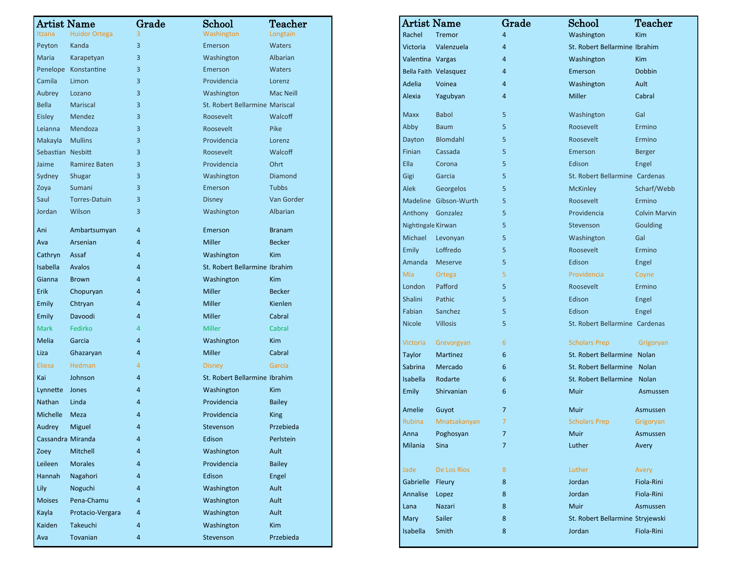| Artist | Name | Grade | School | Teacher |
|---|---|---|---|---|
| Itzana | Huidor Ortega | 3 | Washington | Longtain |
| Peyton | Kanda | 3 | Emerson | Waters |
| Maria | Karapetyan | 3 | Washington | Albarian |
| Penelope | Konstantine | 3 | Emerson | Waters |
| Camila | Limon | 3 | Providencia | Lorenz |
| Aubrey | Lozano | 3 | Washington | Mac Neill |
| Bella | Mariscal | 3 | St. Robert Bellarmine | Mariscal |
| Eisley | Mendez | 3 | Roosevelt | Walcoff |
| Leianna | Mendoza | 3 | Roosevelt | Pike |
| Makayla | Mullins | 3 | Providencia | Lorenz |
| Sebastian | Nesbitt | 3 | Roosevelt | Walcoff |
| Jaime | Ramirez Baten | 3 | Providencia | Ohrt |
| Sydney | Shugar | 3 | Washington | Diamond |
| Zoya | Sumani | 3 | Emerson | Tubbs |
| Saul | Torres-Datuin | 3 | Disney | Van Gorder |
| Jordan | Wilson | 3 | Washington | Albarian |
| Ani | Ambartsumyan | 4 | Emerson | Branam |
| Ava | Arsenian | 4 | Miller | Becker |
| Cathryn | Assaf | 4 | Washington | Kim |
| Isabella | Avalos | 4 | St. Robert Bellarmine | Ibrahim |
| Gianna | Brown | 4 | Washington | Kim |
| Erik | Chopuryan | 4 | Miller | Becker |
| Emily | Chtryan | 4 | Miller | Kienlen |
| Emily | Davoodi | 4 | Miller | Cabral |
| Mark | Fedirko | 4 | Miller | Cabral |
| Melia | Garcia | 4 | Washington | Kim |
| Liza | Ghazaryan | 4 | Miller | Cabral |
| Eliesa | Hedman | 4 | Disney | Garcia |
| Kai | Johnson | 4 | St. Robert Bellarmine | Ibrahim |
| Lynnette | Jones | 4 | Washington | Kim |
| Nathan | Linda | 4 | Providencia | Bailey |
| Michelle | Meza | 4 | Providencia | King |
| Audrey | Miguel | 4 | Stevenson | Przebieda |
| Cassandra | Miranda | 4 | Edison | Perlstein |
| Zoey | Mitchell | 4 | Washington | Ault |
| Leileen | Morales | 4 | Providencia | Bailey |
| Hannah | Nagahori | 4 | Edison | Engel |
| Lily | Noguchi | 4 | Washington | Ault |
| Moises | Pena-Chamu | 4 | Washington | Ault |
| Kayla | Protacio-Vergara | 4 | Washington | Ault |
| Kaiden | Takeuchi | 4 | Washington | Kim |
| Ava | Tovanian | 4 | Stevenson | Przebieda |

| Artist | Name | Grade | School | Teacher |
|---|---|---|---|---|
| Rachel | Tremor | 4 | Washington | Kim |
| Victoria | Valenzuela | 4 | St. Robert Bellarmine | Ibrahim |
| Valentina | Vargas | 4 | Washington | Kim |
| Bella Faith | Velasquez | 4 | Emerson | Dobbin |
| Adelia | Voinea | 4 | Washington | Ault |
| Alexia | Yagubyan | 4 | Miller | Cabral |
| Maxx | Babol | 5 | Washington | Gal |
| Abby | Baum | 5 | Roosevelt | Ermino |
| Dayton | Blomdahl | 5 | Roosevelt | Ermino |
| Finian | Cassada | 5 | Emerson | Berger |
| Ella | Corona | 5 | Edison | Engel |
| Gigi | Garcia | 5 | St. Robert Bellarmine | Cardenas |
| Alek | Georgelos | 5 | McKinley | Scharf/Webb |
| Madeline | Gibson-Wurth | 5 | Roosevelt | Ermino |
| Anthony | Gonzalez | 5 | Providencia | Colvin Marvin |
| Nightingale | Kirwan | 5 | Stevenson | Goulding |
| Michael | Levonyan | 5 | Washington | Gal |
| Emily | Loffredo | 5 | Roosevelt | Ermino |
| Amanda | Meserve | 5 | Edison | Engel |
| Mia | Ortega | 5 | Providencia | Coyne |
| London | Pafford | 5 | Roosevelt | Ermino |
| Shalini | Pathic | 5 | Edison | Engel |
| Fabian | Sanchez | 5 | Edison | Engel |
| Nicole | Villosis | 5 | St. Robert Bellarmine | Cardenas |
| Victoria | Grevorgyan | 6 | Scholars Prep | Grigoryan |
| Taylor | Martinez | 6 | St. Robert Bellarmine | Nolan |
| Sabrina | Mercado | 6 | St. Robert Bellarmine | Nolan |
| Isabella | Rodarte | 6 | St. Robert Bellarmine | Nolan |
| Emily | Shirvanian | 6 | Muir | Asmussen |
| Amelie | Guyot | 7 | Muir | Asmussen |
| Rubina | Mnatsakanyan | 7 | Scholars Prep | Grigoryan |
| Anna | Poghosyan | 7 | Muir | Asmussen |
| Milania | Sina | 7 | Luther | Avery |
| Jade | De Los Rios | 8 | Luther | Avery |
| Gabrielle | Fleury | 8 | Jordan | Fiola-Rini |
| Annalise | Lopez | 8 | Jordan | Fiola-Rini |
| Lana | Nazari | 8 | Muir | Asmussen |
| Mary | Sailer | 8 | St. Robert Bellarmine | Stryjewski |
| Isabella | Smith | 8 | Jordan | Fiola-Rini |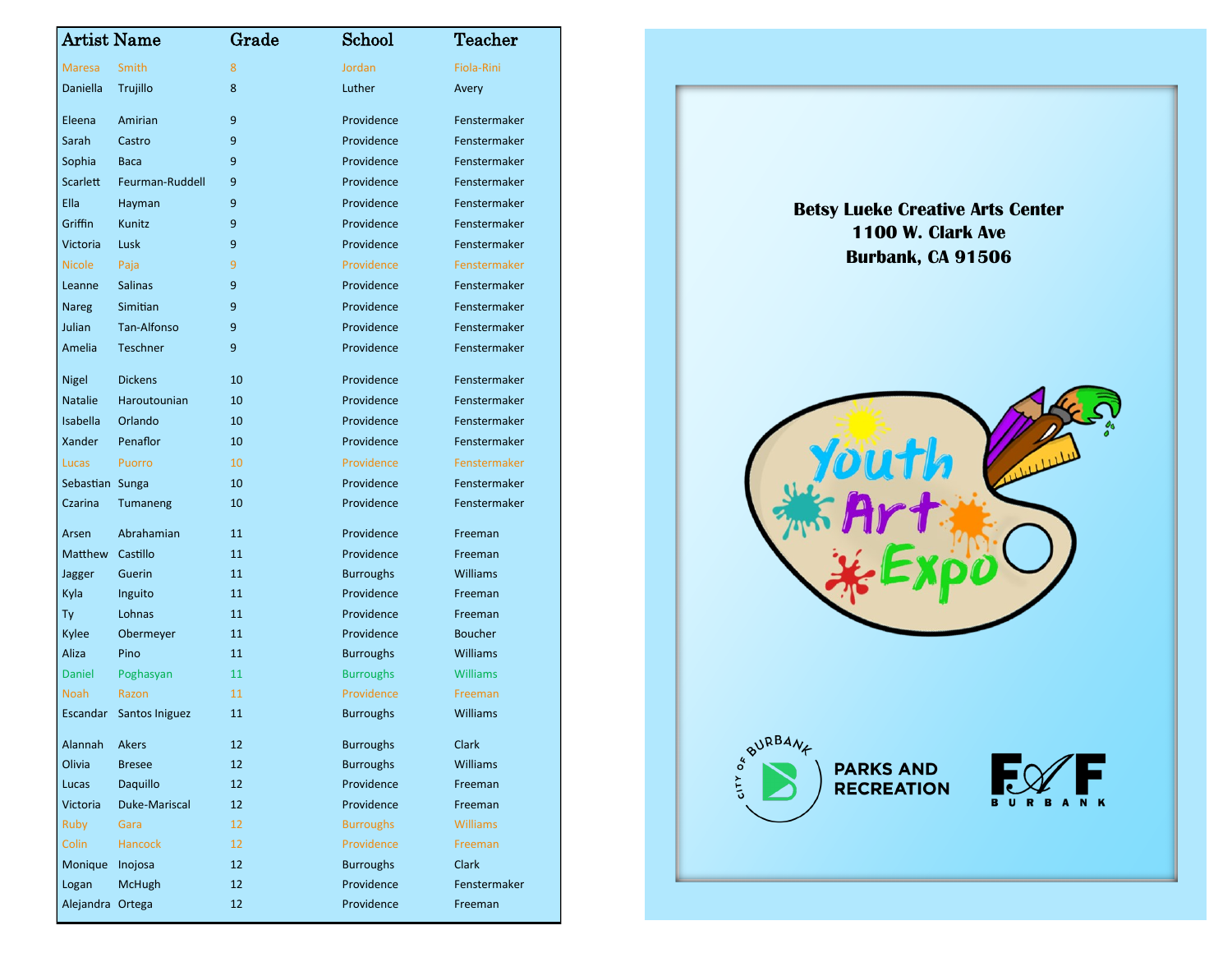| Artist Name | | Grade | School | Teacher |
|---|---|---|---|---|
| Maresa | Smith | 8 | Jordan | Fiola-Rini |
| Daniella | Trujillo | 8 | Luther | Avery |
| Eleena | Amirian | 9 | Providence | Fenstermaker |
| Sarah | Castro | 9 | Providence | Fenstermaker |
| Sophia | Baca | 9 | Providence | Fenstermaker |
| Scarlett | Feurman-Ruddell | 9 | Providence | Fenstermaker |
| Ella | Hayman | 9 | Providence | Fenstermaker |
| Griffin | Kunitz | 9 | Providence | Fenstermaker |
| Victoria | Lusk | 9 | Providence | Fenstermaker |
| Nicole | Paja | 9 | Providence | Fenstermaker |
| Leanne | Salinas | 9 | Providence | Fenstermaker |
| Nareg | Simitian | 9 | Providence | Fenstermaker |
| Julian | Tan-Alfonso | 9 | Providence | Fenstermaker |
| Amelia | Teschner | 9 | Providence | Fenstermaker |
| Nigel | Dickens | 10 | Providence | Fenstermaker |
| Natalie | Haroutounian | 10 | Providence | Fenstermaker |
| Isabella | Orlando | 10 | Providence | Fenstermaker |
| Xander | Penaflor | 10 | Providence | Fenstermaker |
| Lucas | Puorro | 10 | Providence | Fenstermaker |
| Sebastian | Sunga | 10 | Providence | Fenstermaker |
| Czarina | Tumaneng | 10 | Providence | Fenstermaker |
| Arsen | Abrahamian | 11 | Providence | Freeman |
| Matthew | Castillo | 11 | Providence | Freeman |
| Jagger | Guerin | 11 | Burroughs | Williams |
| Kyla | Inguito | 11 | Providence | Freeman |
| Ty | Lohnas | 11 | Providence | Freeman |
| Kylee | Obermeyer | 11 | Providence | Boucher |
| Aliza | Pino | 11 | Burroughs | Williams |
| Daniel | Poghasyan | 11 | Burroughs | Williams |
| Noah | Razon | 11 | Providence | Freeman |
| Escandar | Santos Iniguez | 11 | Burroughs | Williams |
| Alannah | Akers | 12 | Burroughs | Clark |
| Olivia | Bresee | 12 | Burroughs | Williams |
| Lucas | Daquillo | 12 | Providence | Freeman |
| Victoria | Duke-Mariscal | 12 | Providence | Freeman |
| Ruby | Gara | 12 | Burroughs | Williams |
| Colin | Hancock | 12 | Providence | Freeman |
| Monique | Inojosa | 12 | Burroughs | Clark |
| Logan | McHugh | 12 | Providence | Fenstermaker |
| Alejandra | Ortega | 12 | Providence | Freeman |

**Betsy Lueke Creative Arts Center**
**1100 W. Clark Ave**
**Burbank, CA 91506**

# Youth Art Expo

City of Burbank PARKS AND RECREATION

FAF BURBANK